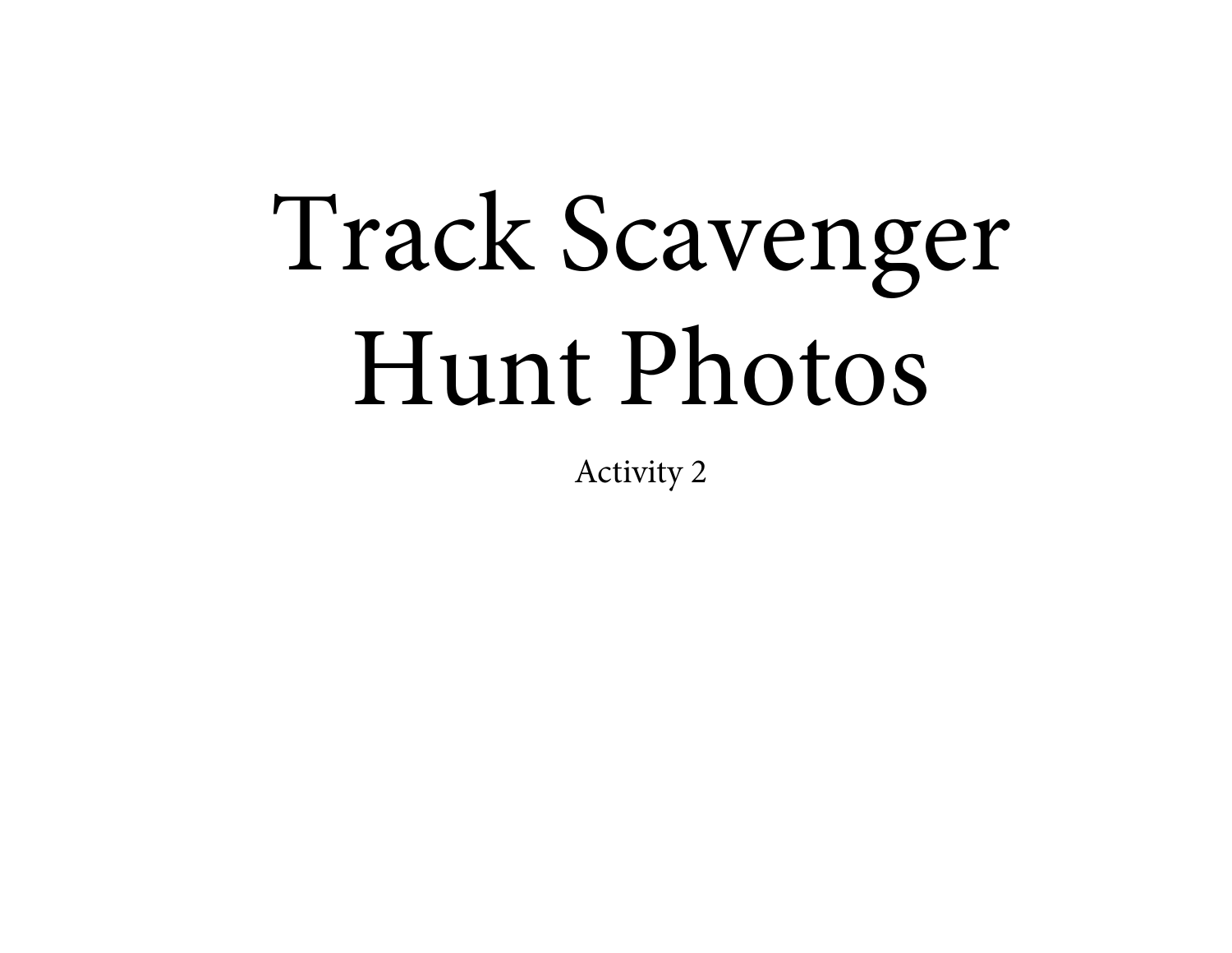# Track Scavenger Hunt Photos

Activity 2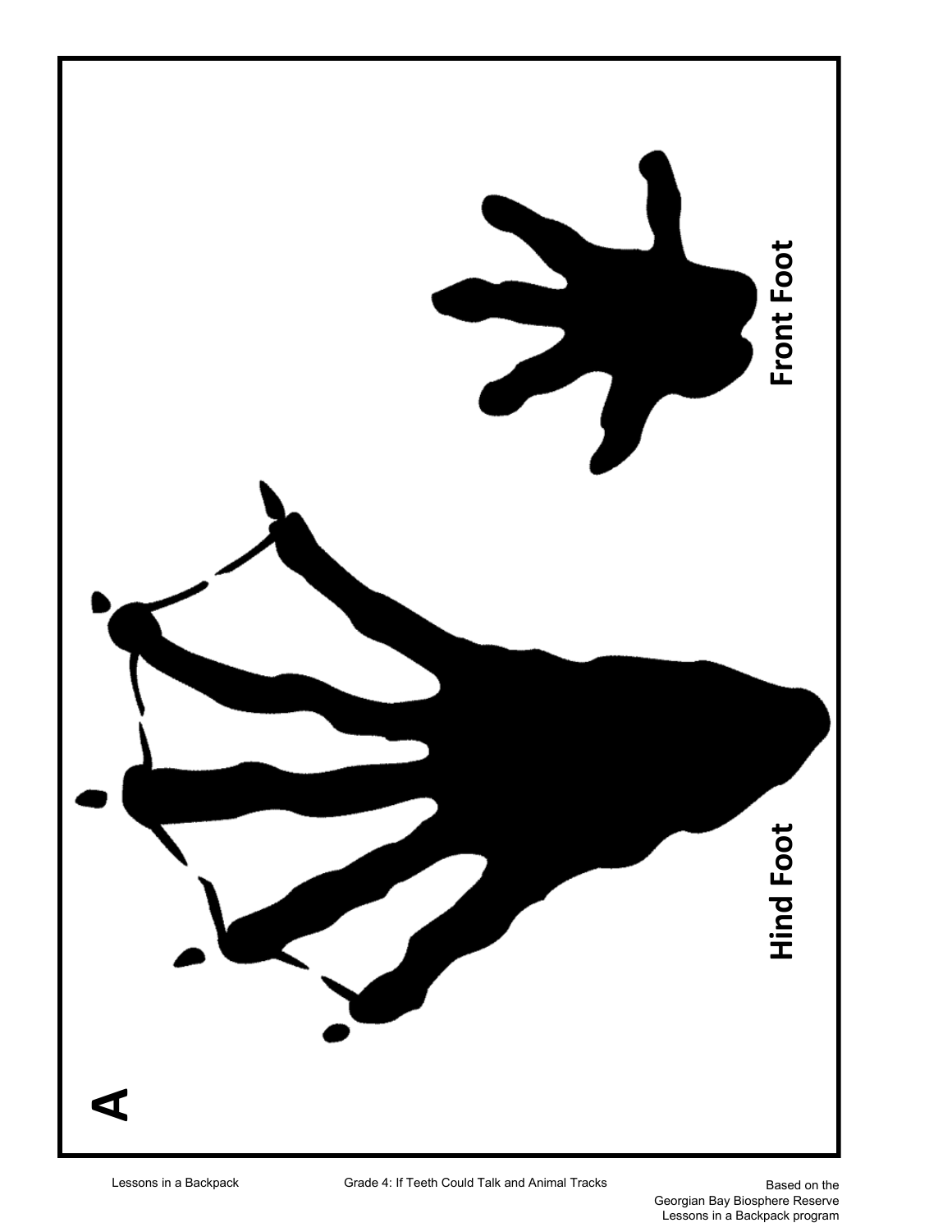A

Hind Foot

Front Foot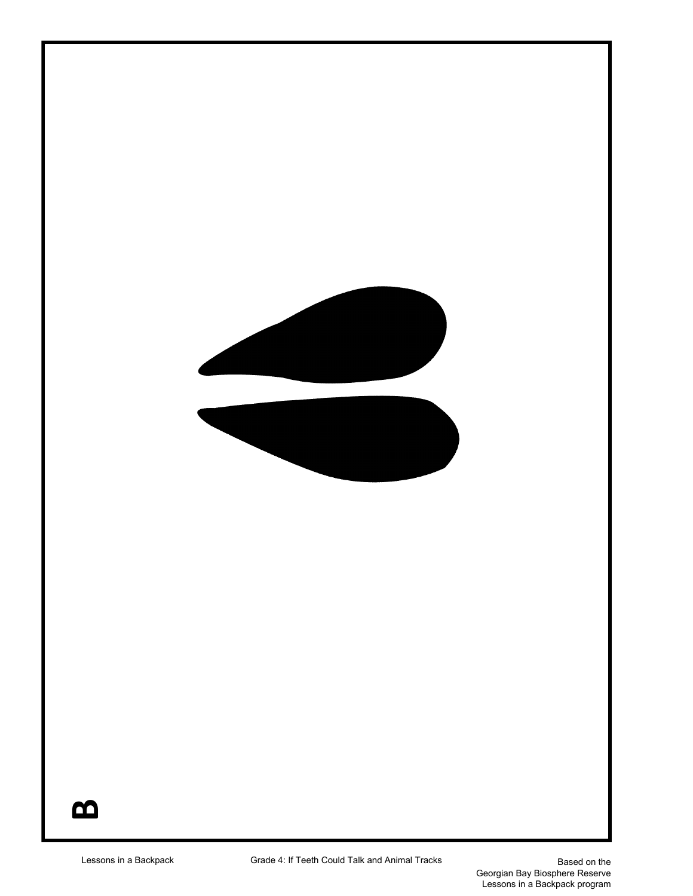B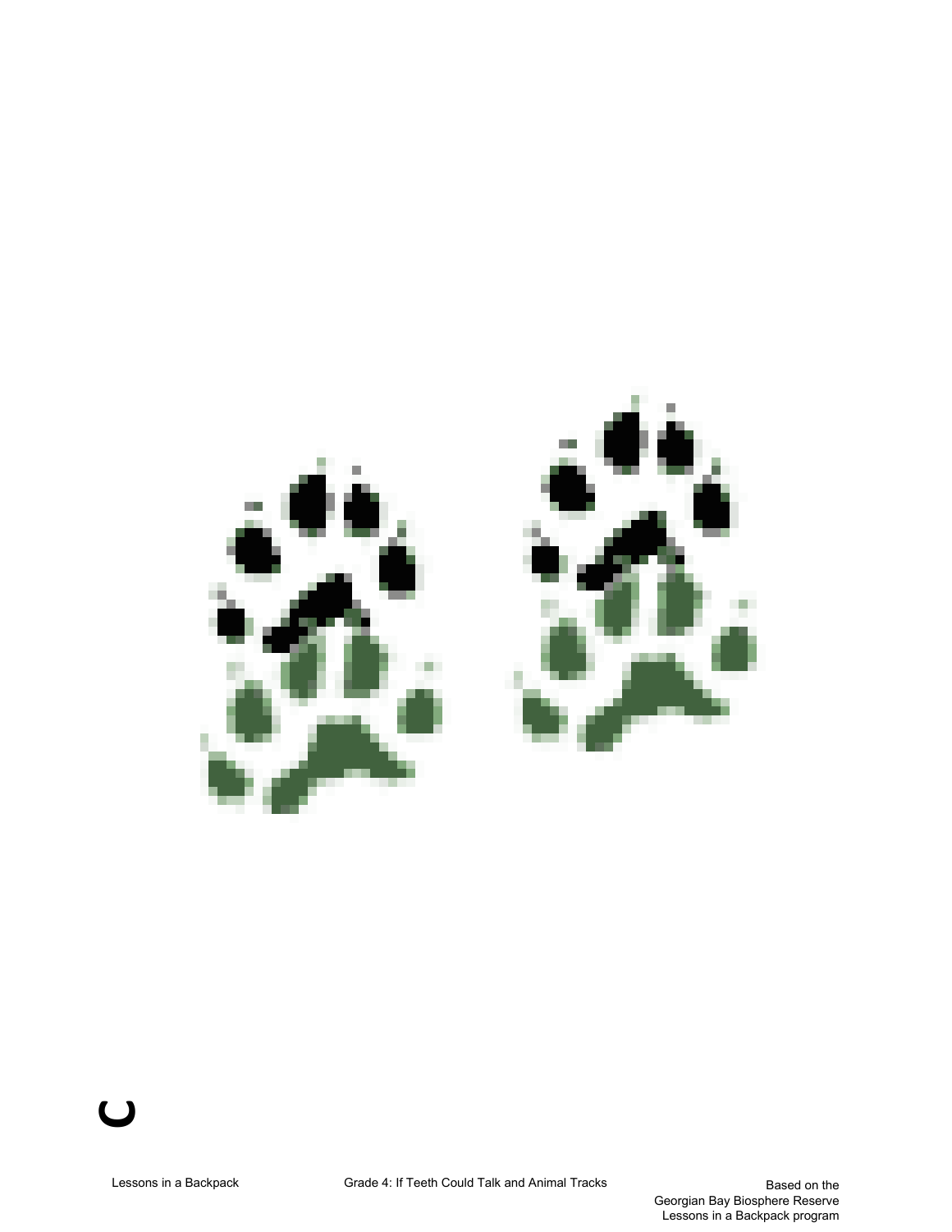C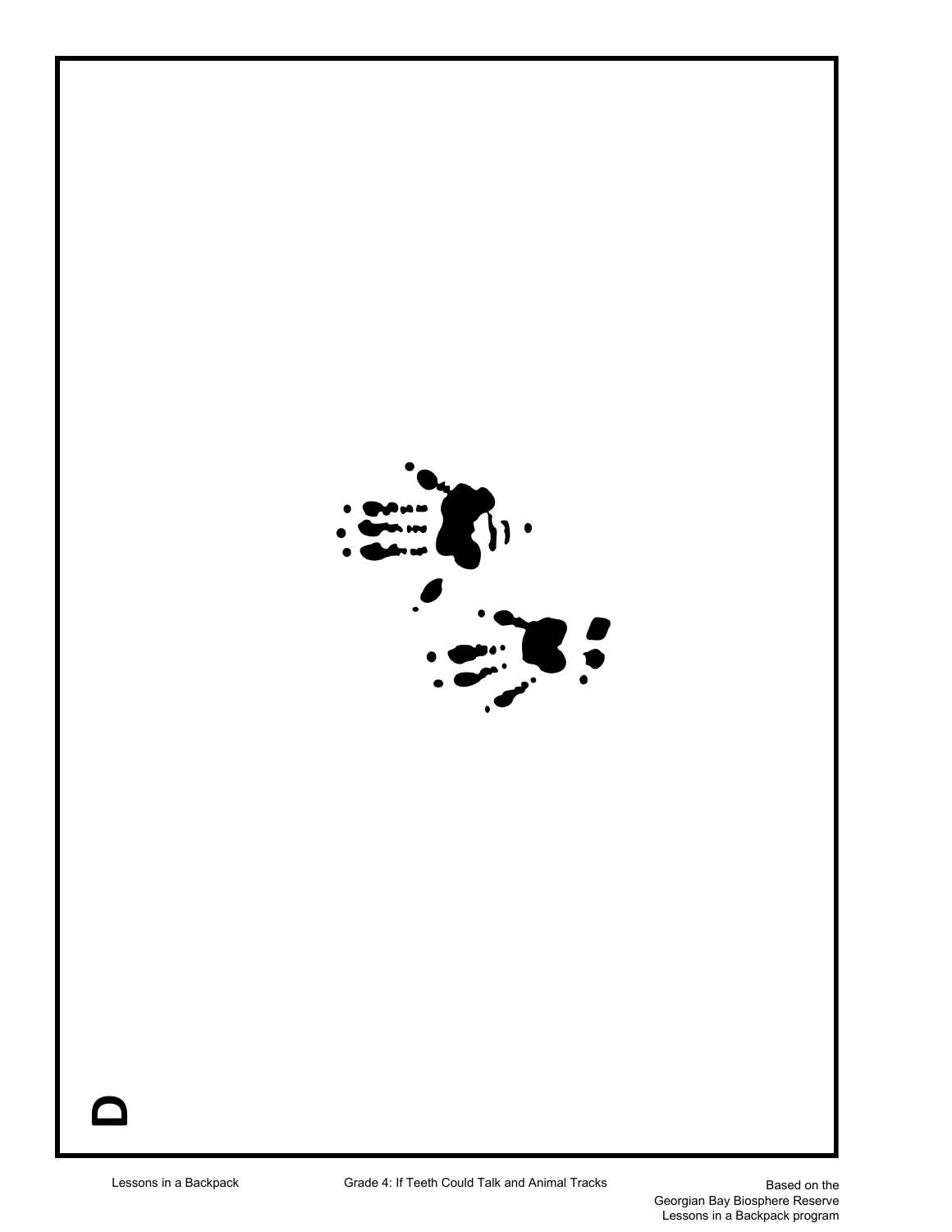D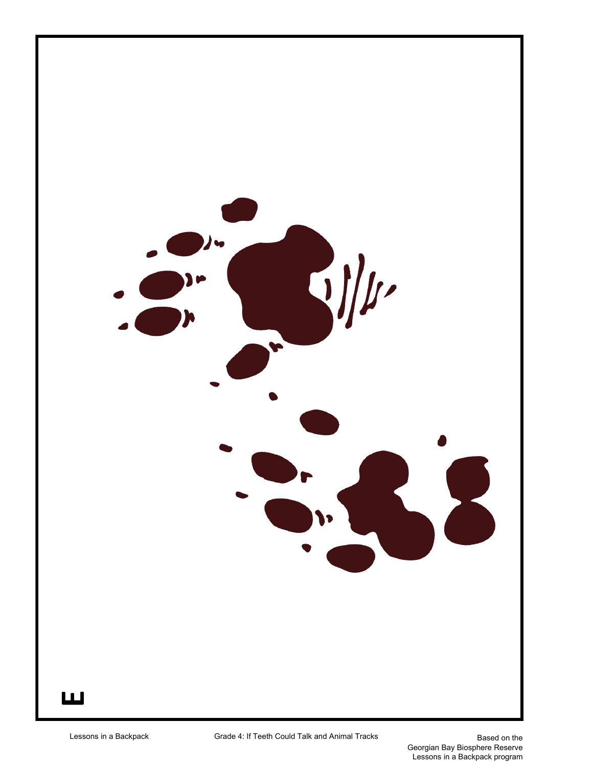E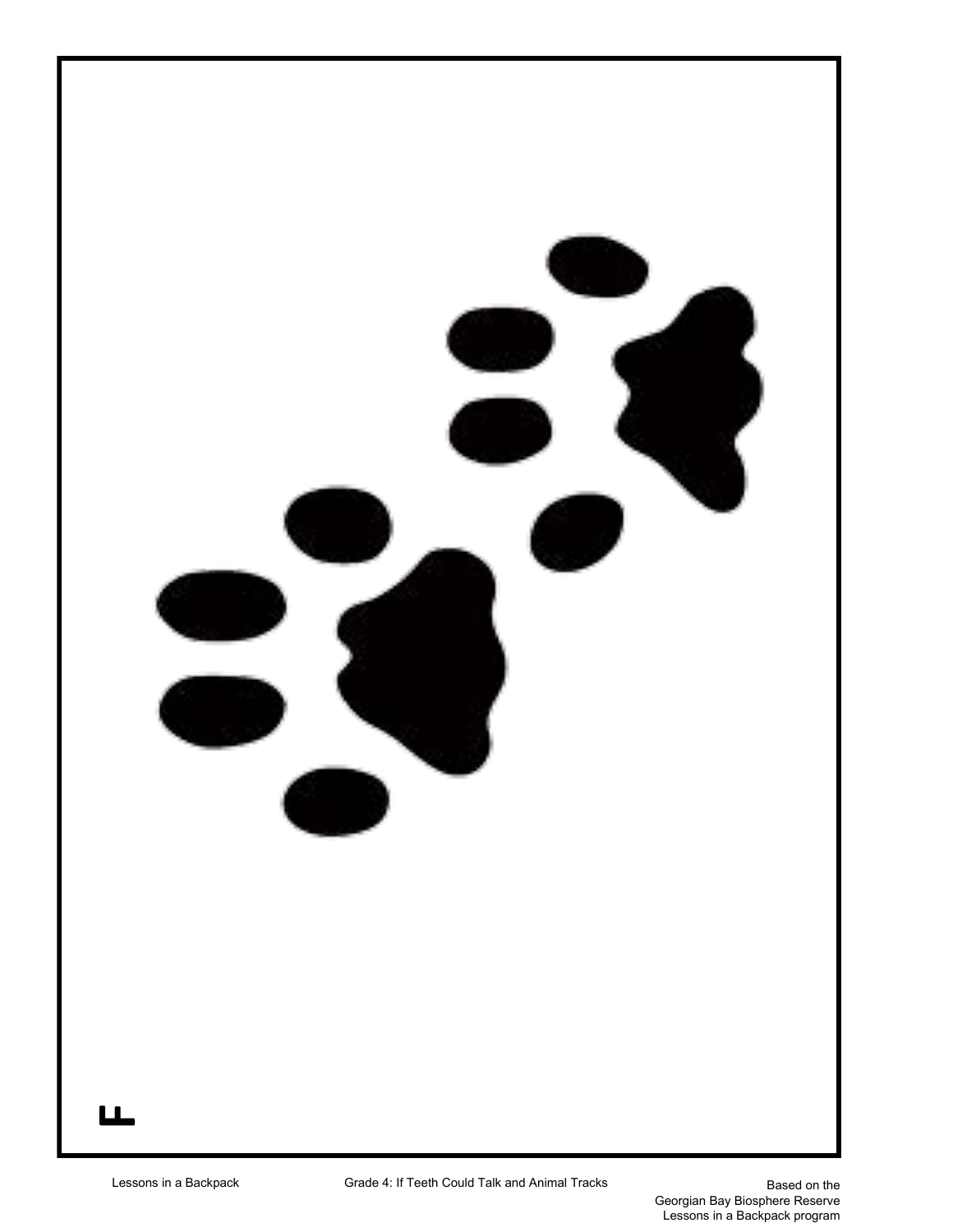F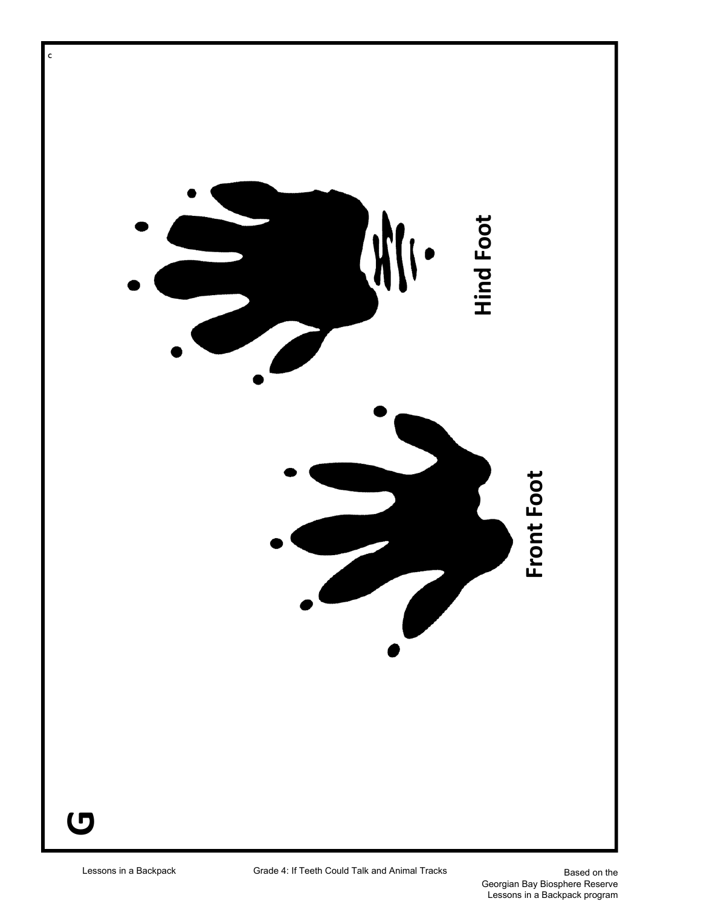c

Hind Foot

Front Foot

G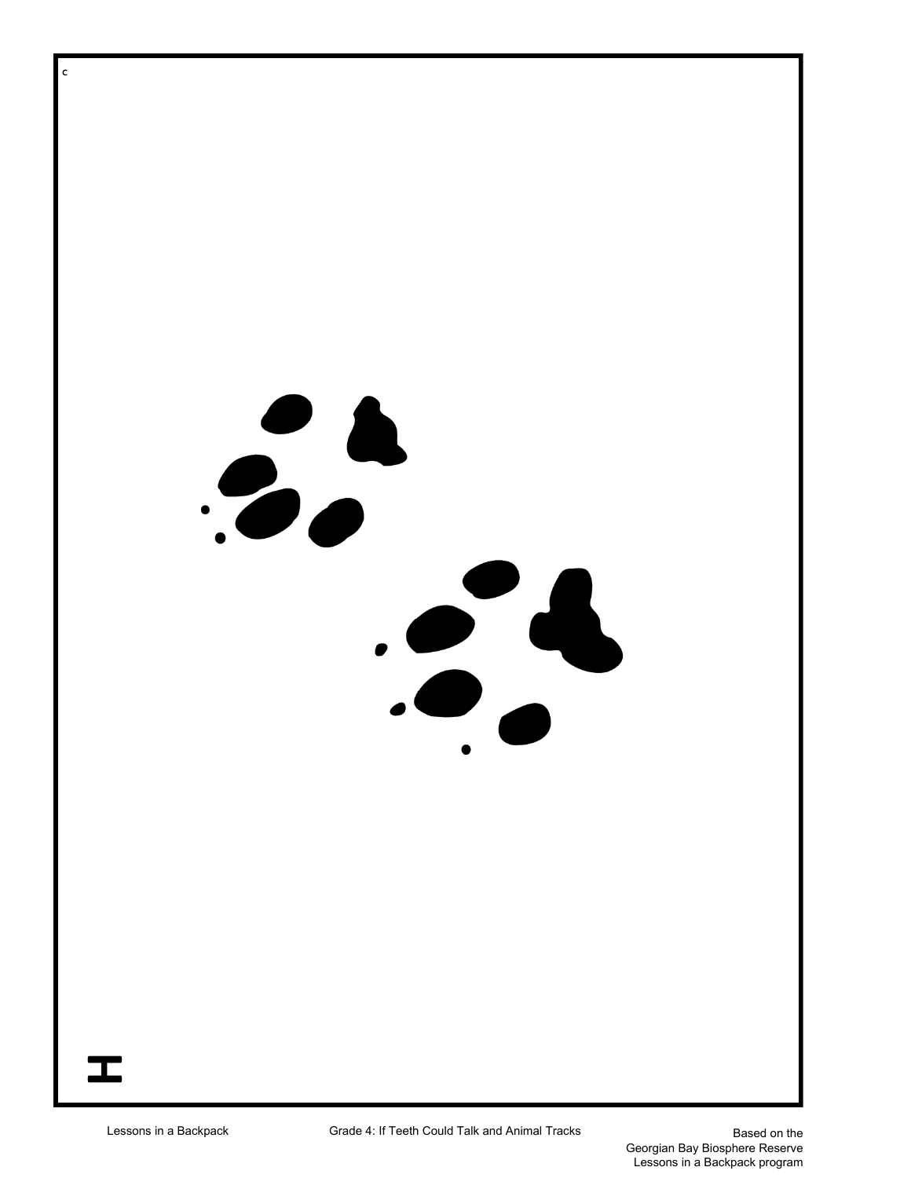c

H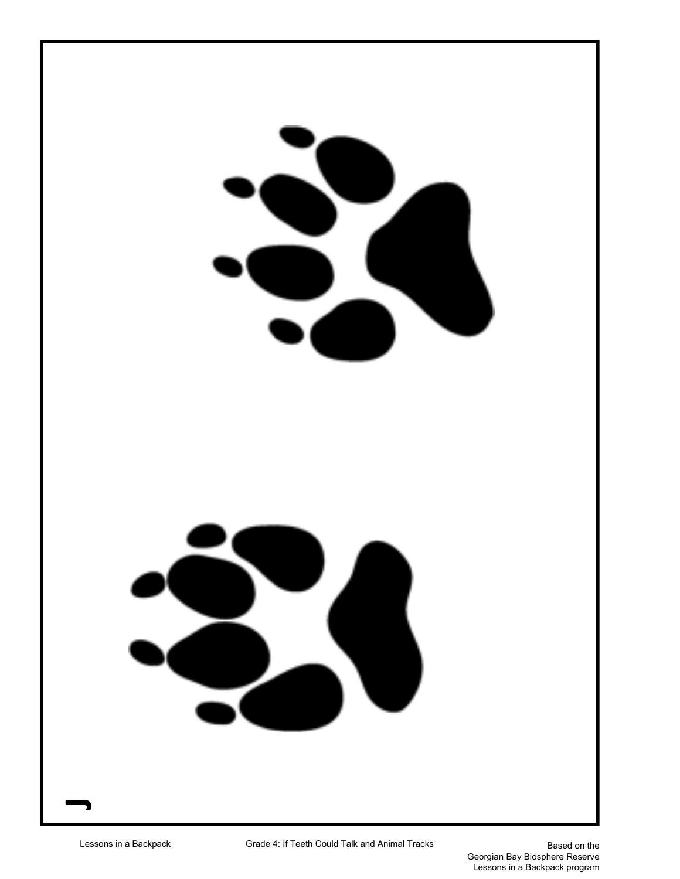ר